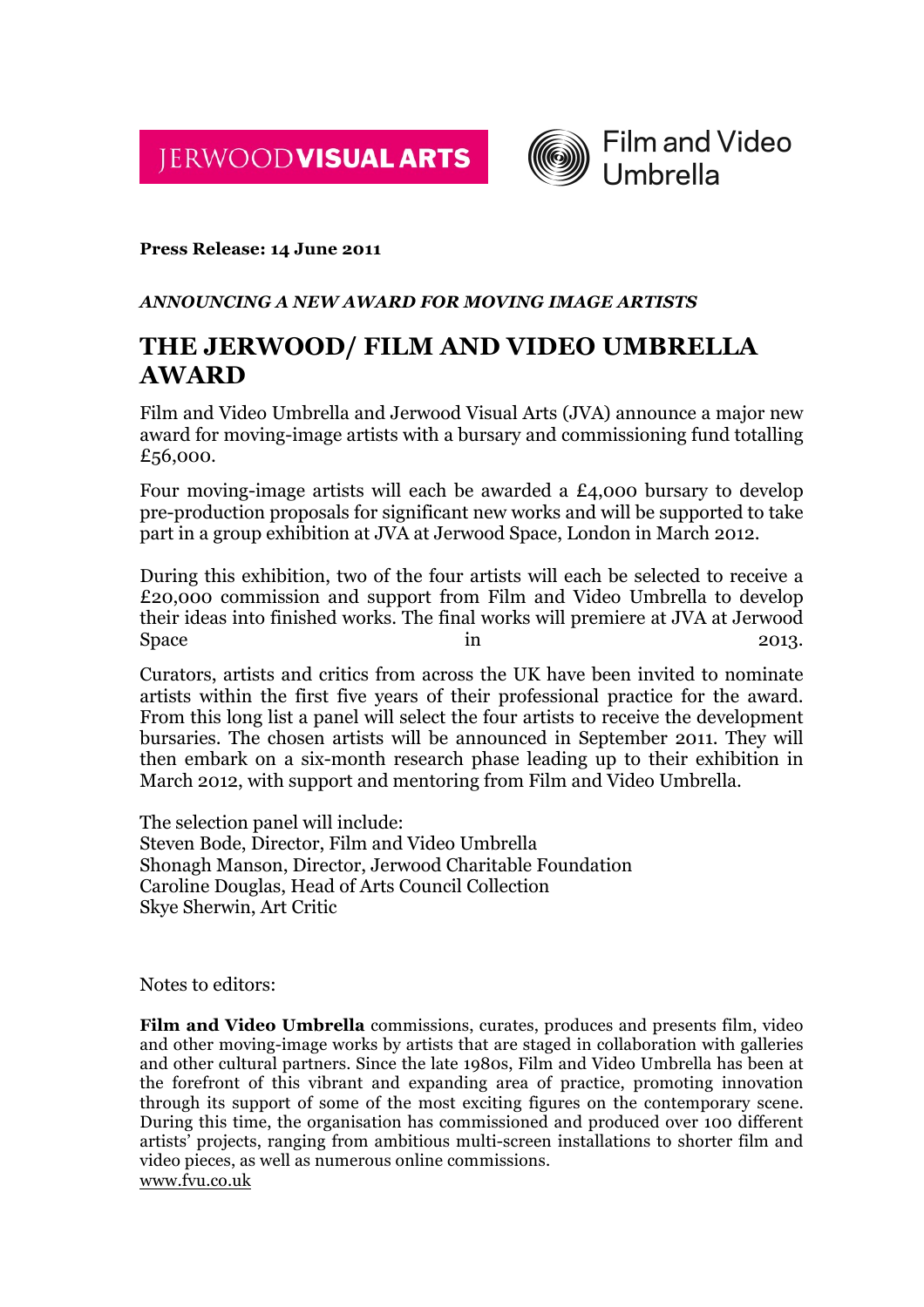JERWOOD**VISUAL ARTS**

Film and Video Umbrella

**Press Release: 14 June 2011**

***ANNOUNCING A NEW AWARD FOR MOVING IMAGE ARTISTS***

# THE JERWOOD/ FILM AND VIDEO UMBRELLA AWARD

Film and Video Umbrella and Jerwood Visual Arts (JVA) announce a major new award for moving-image artists with a bursary and commissioning fund totalling £56,000.

Four moving-image artists will each be awarded a £4,000 bursary to develop pre-production proposals for significant new works and will be supported to take part in a group exhibition at JVA at Jerwood Space, London in March 2012.

During this exhibition, two of the four artists will each be selected to receive a £20,000 commission and support from Film and Video Umbrella to develop their ideas into finished works. The final works will premiere at JVA at Jerwood Space in 2013.

Curators, artists and critics from across the UK have been invited to nominate artists within the first five years of their professional practice for the award. From this long list a panel will select the four artists to receive the development bursaries. The chosen artists will be announced in September 2011. They will then embark on a six-month research phase leading up to their exhibition in March 2012, with support and mentoring from Film and Video Umbrella.

The selection panel will include:
Steven Bode, Director, Film and Video Umbrella
Shonagh Manson, Director, Jerwood Charitable Foundation
Caroline Douglas, Head of Arts Council Collection
Skye Sherwin, Art Critic

Notes to editors:

**Film and Video Umbrella** commissions, curates, produces and presents film, video and other moving-image works by artists that are staged in collaboration with galleries and other cultural partners. Since the late 1980s, Film and Video Umbrella has been at the forefront of this vibrant and expanding area of practice, promoting innovation through its support of some of the most exciting figures on the contemporary scene. During this time, the organisation has commissioned and produced over 100 different artists' projects, ranging from ambitious multi-screen installations to shorter film and video pieces, as well as numerous online commissions.
www.fvu.co.uk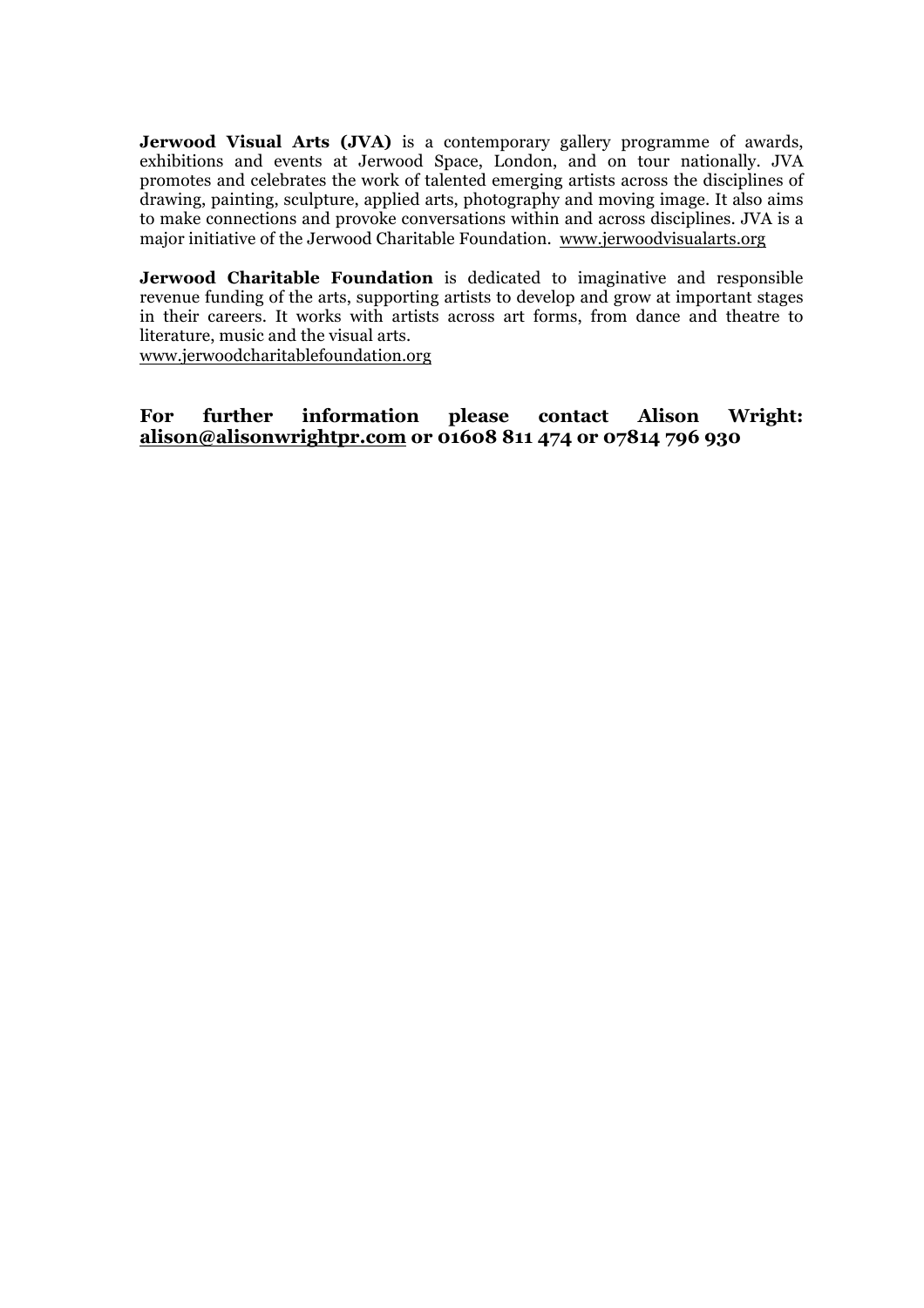**Jerwood Visual Arts (JVA)** is a contemporary gallery programme of awards, exhibitions and events at Jerwood Space, London, and on tour nationally. JVA promotes and celebrates the work of talented emerging artists across the disciplines of drawing, painting, sculpture, applied arts, photography and moving image. It also aims to make connections and provoke conversations within and across disciplines. JVA is a major initiative of the Jerwood Charitable Foundation. www.jerwoodvisualarts.org

**Jerwood Charitable Foundation** is dedicated to imaginative and responsible revenue funding of the arts, supporting artists to develop and grow at important stages in their careers. It works with artists across art forms, from dance and theatre to literature, music and the visual arts.
www.jerwoodcharitablefoundation.org

**For further information please contact Alison Wright: alison@alisonwrightpr.com or 01608 811 474 or 07814 796 930**